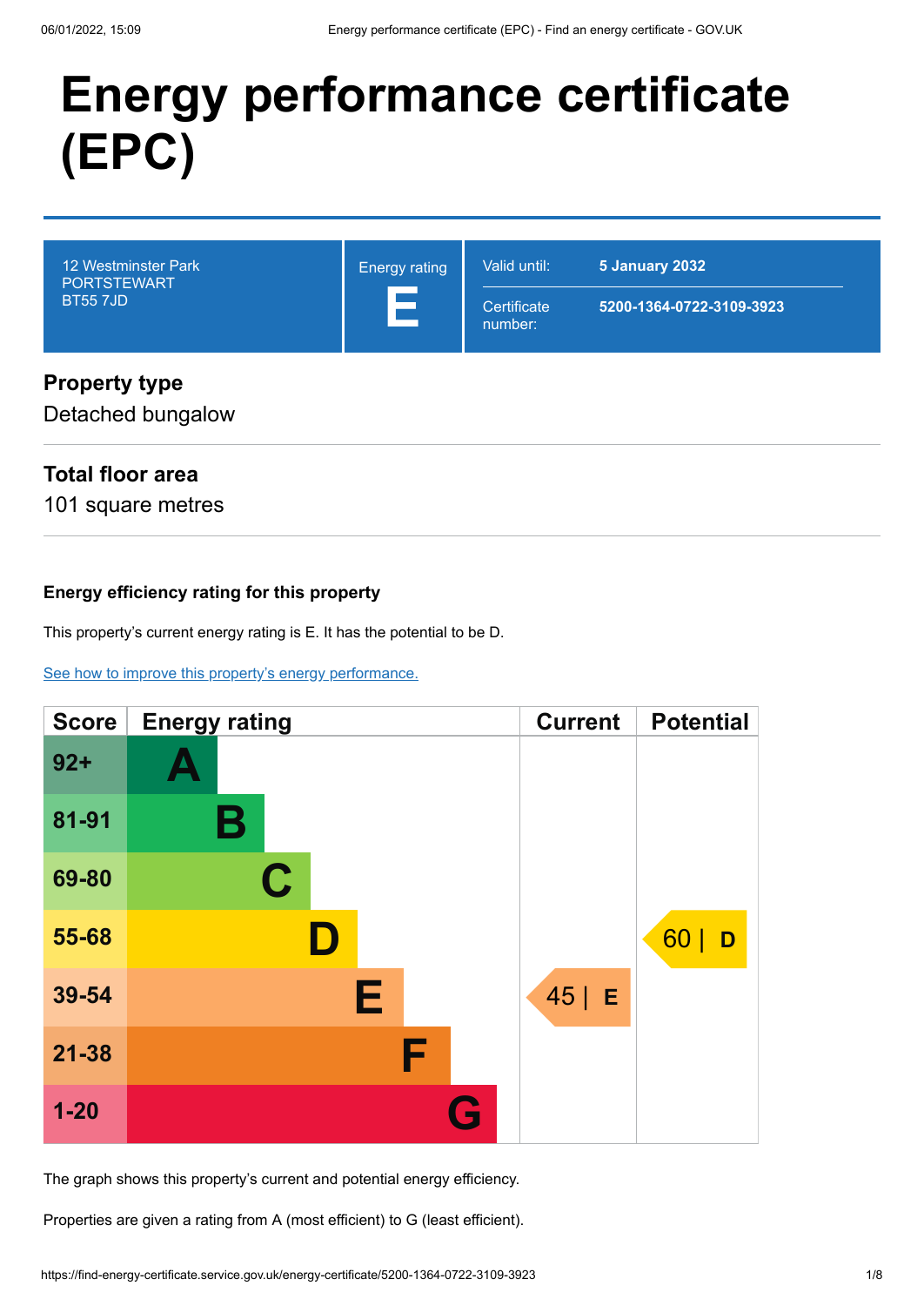# Energy performance certificate (EPC)

| 12 Westminster Park<br>PORTSTEWART<br>BT55 7JD | Energy rating<br>**E** | Valid until: **5 January 2032**<br>Certificate number: **5200-1364-0722-3109-3923** |
|---|---|---|

## Property type

Detached bungalow

## Total floor area

101 square metres

### Energy efficiency rating for this property

This property's current energy rating is E. It has the potential to be D.

[See how to improve this property's energy performance.]

| Score | Energy rating | Current | Potential |
|---|---|---|---|
| 92+ | A | | |
| 81-91 | B | | |
| 69-80 | C | | |
| 55-68 | D | | 60 \| D |
| 39-54 | E | 45 \| E | |
| 21-38 | F | | |
| 1-20 | G | | |

The graph shows this property's current and potential energy efficiency.

Properties are given a rating from A (most efficient) to G (least efficient).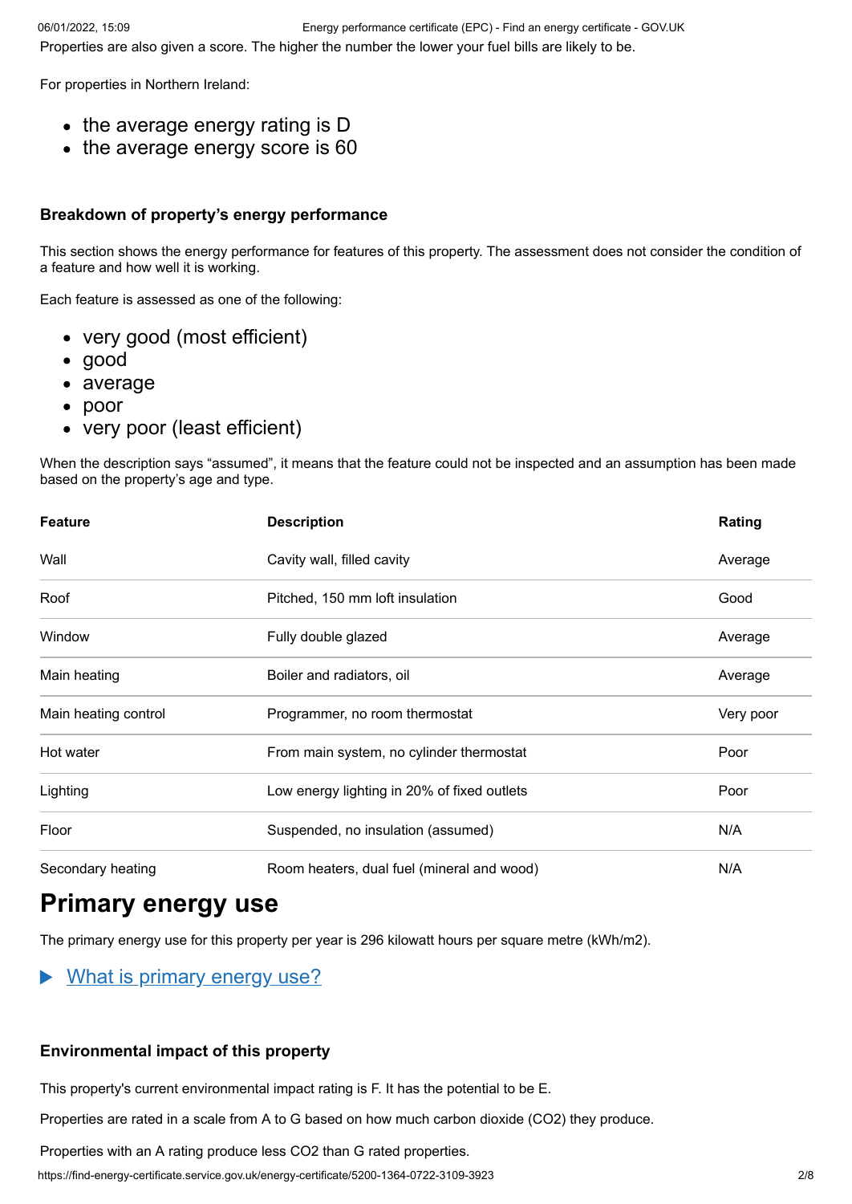Properties are also given a score. The higher the number the lower your fuel bills are likely to be.

For properties in Northern Ireland:

- the average energy rating is D
- the average energy score is 60

### Breakdown of property's energy performance

This section shows the energy performance for features of this property. The assessment does not consider the condition of a feature and how well it is working.

Each feature is assessed as one of the following:

- very good (most efficient)
- good
- average
- poor
- very poor (least efficient)

When the description says "assumed", it means that the feature could not be inspected and an assumption has been made based on the property's age and type.

| Feature | Description | Rating |
| --- | --- | --- |
| Wall | Cavity wall, filled cavity | Average |
| Roof | Pitched, 150 mm loft insulation | Good |
| Window | Fully double glazed | Average |
| Main heating | Boiler and radiators, oil | Average |
| Main heating control | Programmer, no room thermostat | Very poor |
| Hot water | From main system, no cylinder thermostat | Poor |
| Lighting | Low energy lighting in 20% of fixed outlets | Poor |
| Floor | Suspended, no insulation (assumed) | N/A |
| Secondary heating | Room heaters, dual fuel (mineral and wood) | N/A |

# Primary energy use

The primary energy use for this property per year is 296 kilowatt hours per square metre (kWh/m2).

▶ What is primary energy use?

### Environmental impact of this property

This property's current environmental impact rating is F. It has the potential to be E.

Properties are rated in a scale from A to G based on how much carbon dioxide ($CO_2$) they produce.

Properties with an A rating produce less $CO_2$ than G rated properties.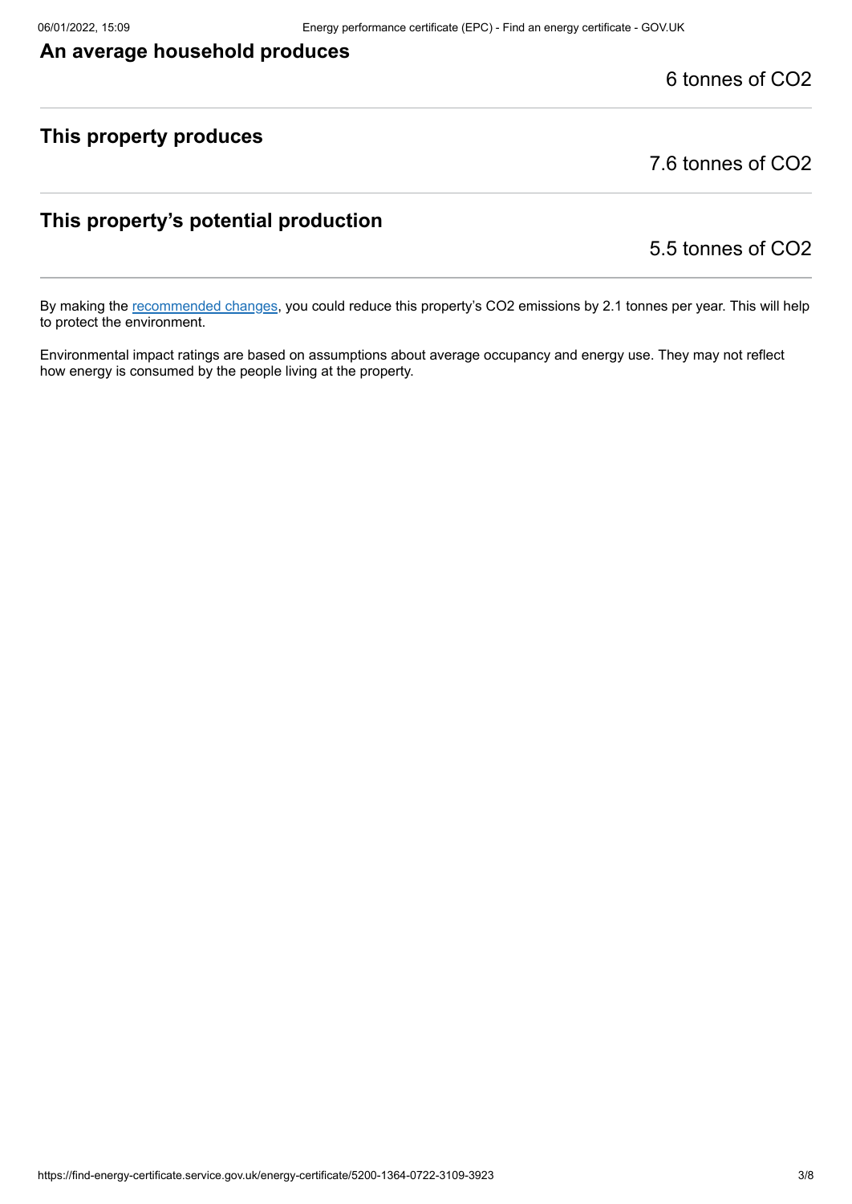### An average household produces

6 tonnes of $CO_2$

### This property produces

7.6 tonnes of $CO_2$

### This property's potential production

5.5 tonnes of $CO_2$

By making the recommended changes, you could reduce this property's $CO_2$ emissions by 2.1 tonnes per year. This will help to protect the environment.

Environmental impact ratings are based on assumptions about average occupancy and energy use. They may not reflect how energy is consumed by the people living at the property.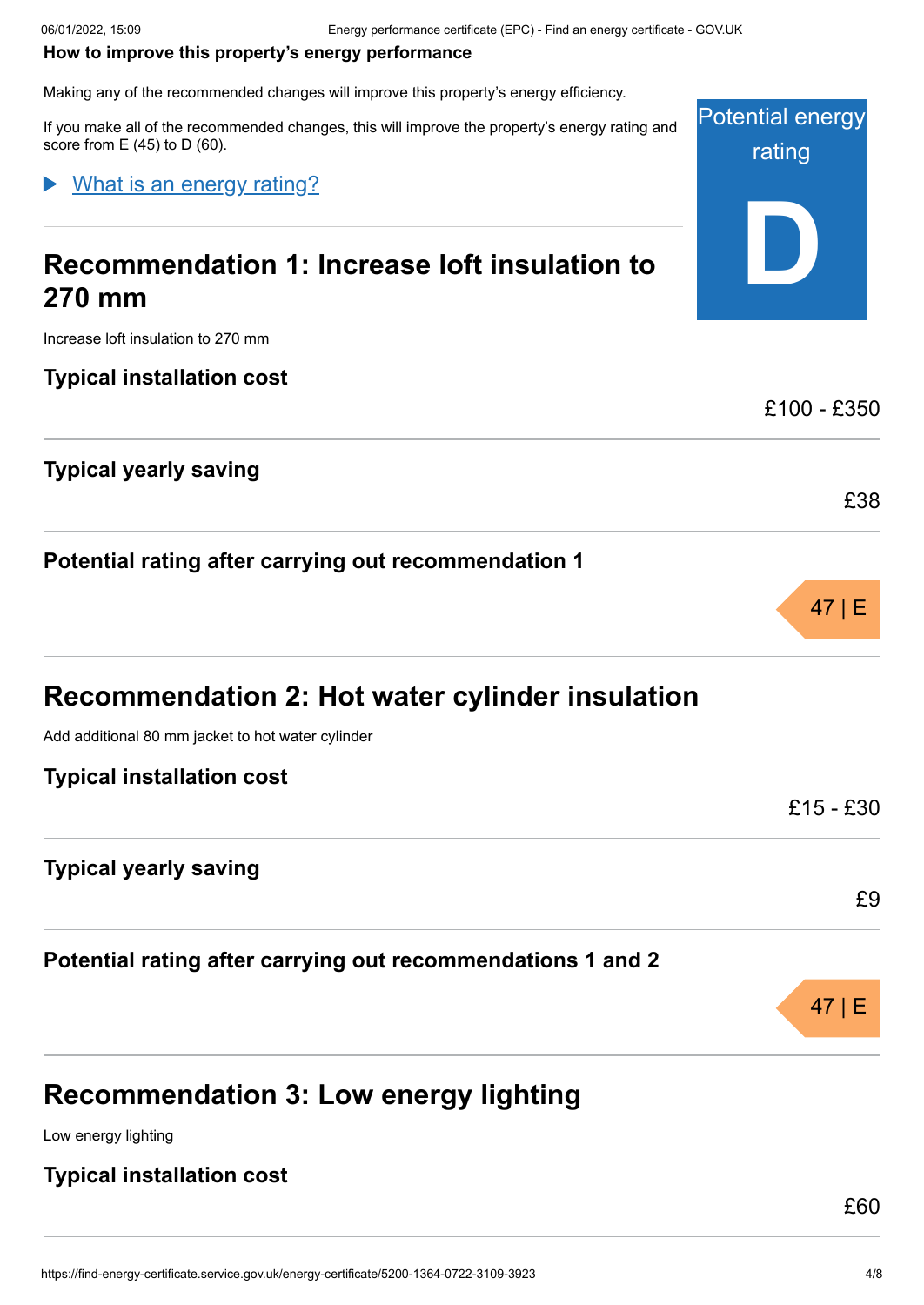**How to improve this property's energy performance**

Making any of the recommended changes will improve this property's energy efficiency.

If you make all of the recommended changes, this will improve the property's energy rating and score from E (45) to D (60).

Potential energy rating

**D**

▶ What is an energy rating?

## Recommendation 1: Increase loft insulation to 270 mm

Increase loft insulation to 270 mm

### Typical installation cost

£100 - £350

### Typical yearly saving

£38

### Potential rating after carrying out recommendation 1

47 | E

## Recommendation 2: Hot water cylinder insulation

Add additional 80 mm jacket to hot water cylinder

### Typical installation cost

£15 - £30

### Typical yearly saving

£9

### Potential rating after carrying out recommendations 1 and 2

47 | E

## Recommendation 3: Low energy lighting

Low energy lighting

### Typical installation cost

£60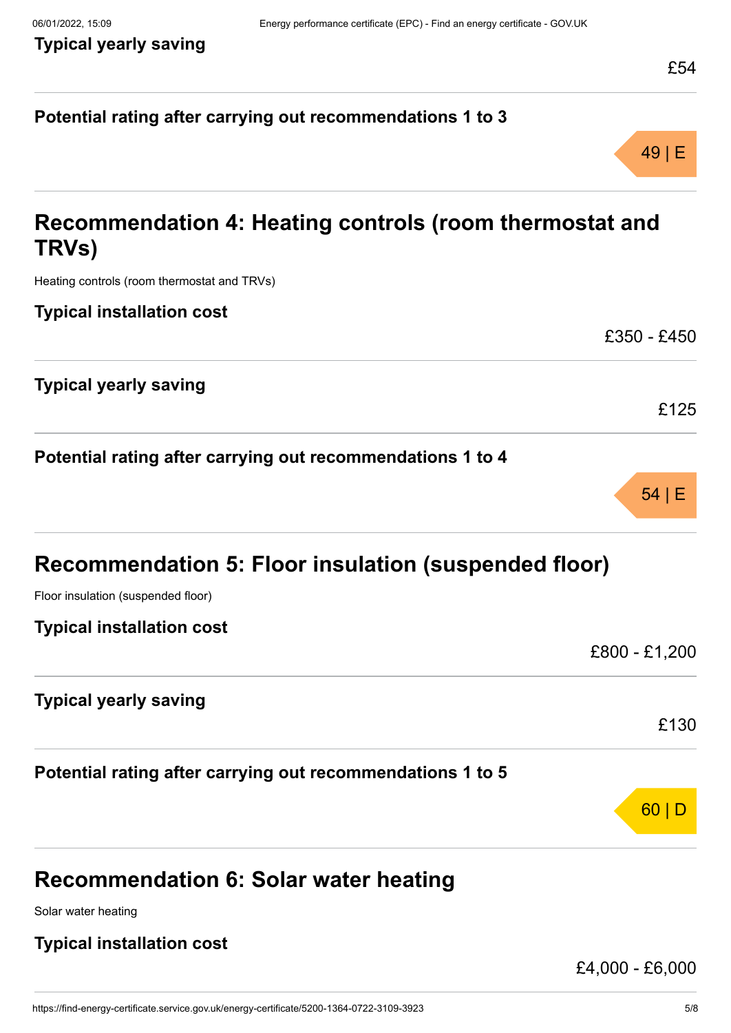### Typical yearly saving

£54

### Potential rating after carrying out recommendations 1 to 3

49 | E

## Recommendation 4: Heating controls (room thermostat and TRVs)

Heating controls (room thermostat and TRVs)

### Typical installation cost

£350 - £450

### Typical yearly saving

£125

### Potential rating after carrying out recommendations 1 to 4

54 | E

## Recommendation 5: Floor insulation (suspended floor)

Floor insulation (suspended floor)

### Typical installation cost

£800 - £1,200

### Typical yearly saving

£130

### Potential rating after carrying out recommendations 1 to 5

60 | D

## Recommendation 6: Solar water heating

Solar water heating

### Typical installation cost

£4,000 - £6,000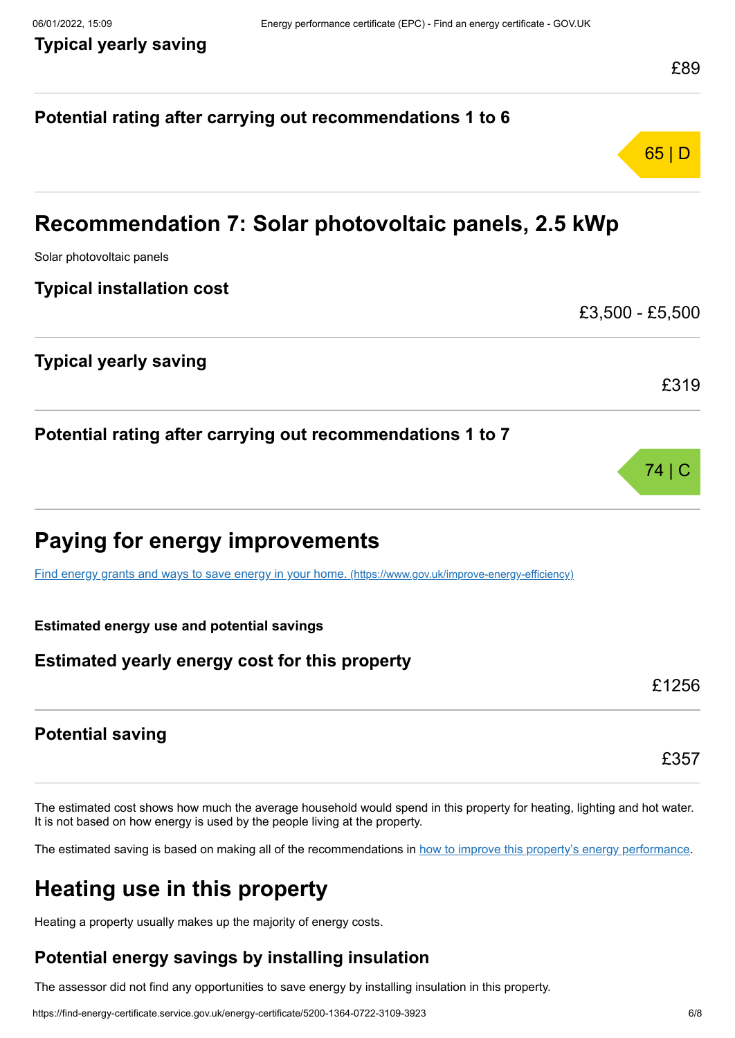### Typical yearly saving

£89

### Potential rating after carrying out recommendations 1 to 6

65 | D

## Recommendation 7: Solar photovoltaic panels, 2.5 kWp

Solar photovoltaic panels

### Typical installation cost

£3,500 - £5,500

### Typical yearly saving

£319

### Potential rating after carrying out recommendations 1 to 7

74 | C

## Paying for energy improvements

[Find energy grants and ways to save energy in your home. (https://www.gov.uk/improve-energy-efficiency)](https://www.gov.uk/improve-energy-efficiency)

**Estimated energy use and potential savings**

### Estimated yearly energy cost for this property

£1256

### Potential saving

£357

The estimated cost shows how much the average household would spend in this property for heating, lighting and hot water. It is not based on how energy is used by the people living at the property.

The estimated saving is based on making all of the recommendations in how to improve this property's energy performance.

## Heating use in this property

Heating a property usually makes up the majority of energy costs.

### Potential energy savings by installing insulation

The assessor did not find any opportunities to save energy by installing insulation in this property.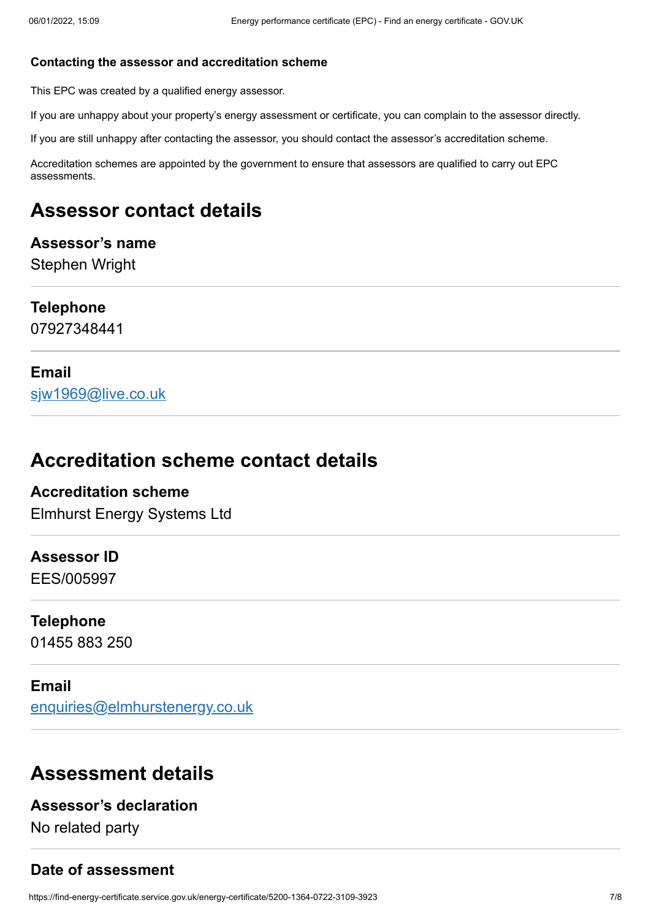#### Contacting the assessor and accreditation scheme

This EPC was created by a qualified energy assessor.

If you are unhappy about your property's energy assessment or certificate, you can complain to the assessor directly.

If you are still unhappy after contacting the assessor, you should contact the assessor's accreditation scheme.

Accreditation schemes are appointed by the government to ensure that assessors are qualified to carry out EPC assessments.

## Assessor contact details

### Assessor's name

Stephen Wright

### Telephone

07927348441

### Email

sjw1969@live.co.uk

## Accreditation scheme contact details

### Accreditation scheme

Elmhurst Energy Systems Ltd

### Assessor ID

EES/005997

### Telephone

01455 883 250

### Email

enquiries@elmhurstenergy.co.uk

## Assessment details

### Assessor's declaration

No related party

### Date of assessment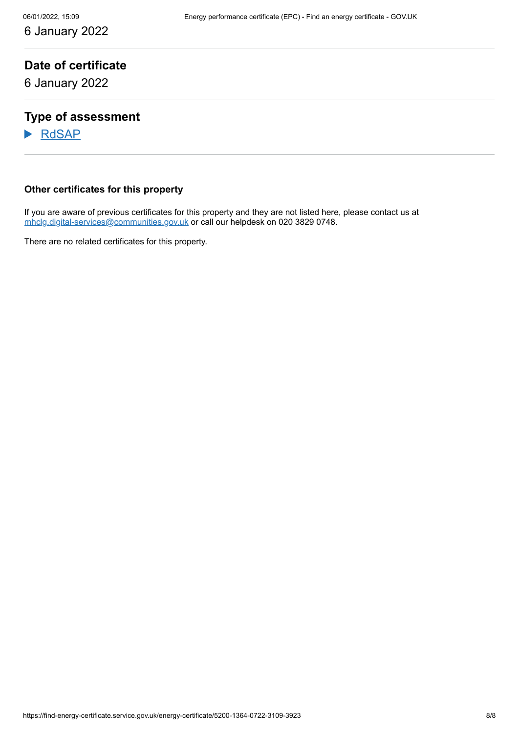6 January 2022

## Date of certificate

6 January 2022

## Type of assessment

▶ RdSAP

### Other certificates for this property

If you are aware of previous certificates for this property and they are not listed here, please contact us at mhclg.digital-services@communities.gov.uk or call our helpdesk on 020 3829 0748.

There are no related certificates for this property.